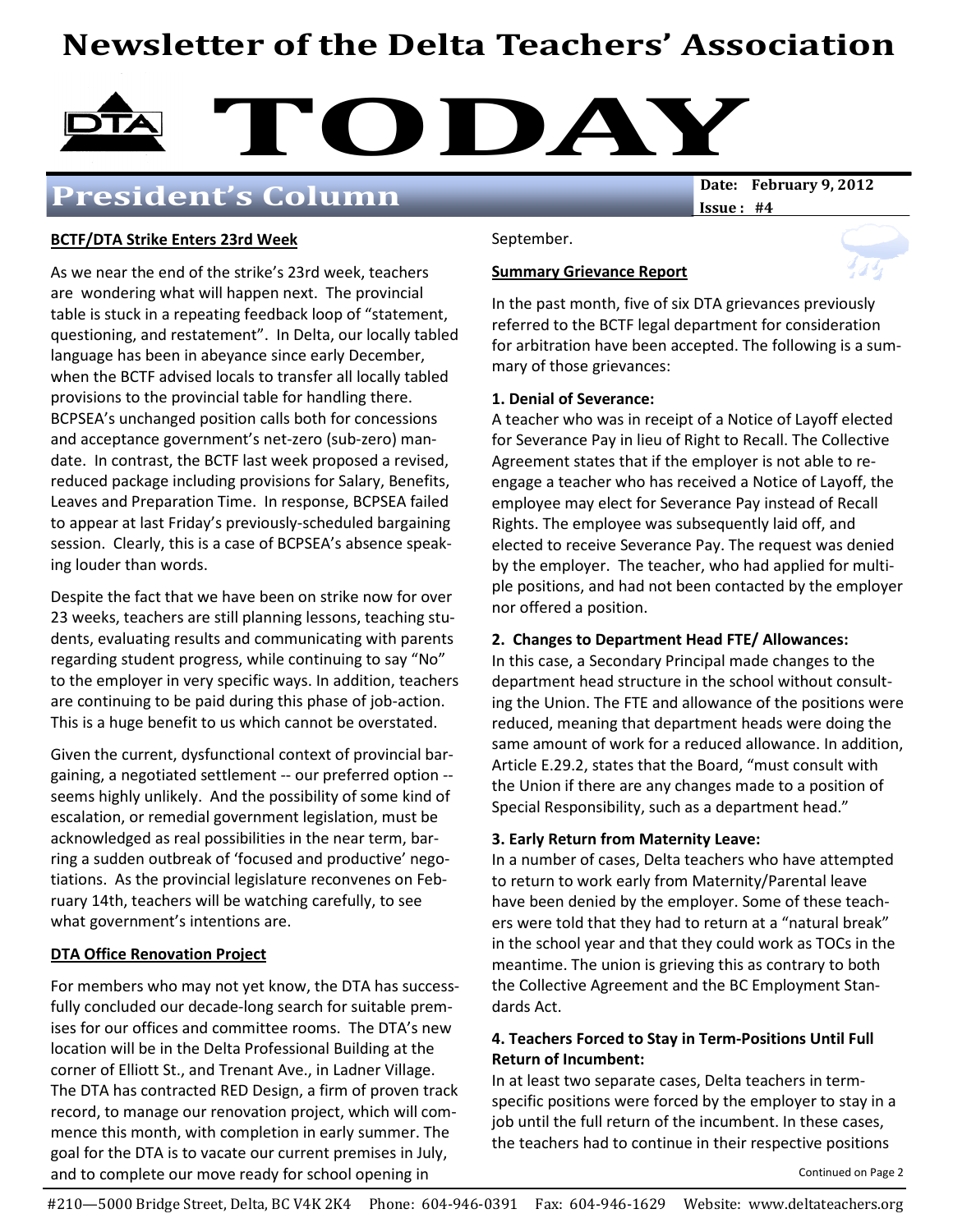# Newsletter of the Delta Teachers' Association

# TODAY

## President's Column

**Date: February 9, 2012**
**Issue : #4**

### BCTF/DTA Strike Enters 23rd Week

As we near the end of the strike's 23rd week, teachers are wondering what will happen next. The provincial table is stuck in a repeating feedback loop of "statement, questioning, and restatement". In Delta, our locally tabled language has been in abeyance since early December, when the BCTF advised locals to transfer all locally tabled provisions to the provincial table for handling there. BCPSEA's unchanged position calls both for concessions and acceptance government's net-zero (sub-zero) mandate. In contrast, the BCTF last week proposed a revised, reduced package including provisions for Salary, Benefits, Leaves and Preparation Time. In response, BCPSEA failed to appear at last Friday's previously-scheduled bargaining session. Clearly, this is a case of BCPSEA's absence speaking louder than words.

Despite the fact that we have been on strike now for over 23 weeks, teachers are still planning lessons, teaching students, evaluating results and communicating with parents regarding student progress, while continuing to say "No" to the employer in very specific ways. In addition, teachers are continuing to be paid during this phase of job-action. This is a huge benefit to us which cannot be overstated.

Given the current, dysfunctional context of provincial bargaining, a negotiated settlement -- our preferred option -- seems highly unlikely. And the possibility of some kind of escalation, or remedial government legislation, must be acknowledged as real possibilities in the near term, barring a sudden outbreak of 'focused and productive' negotiations. As the provincial legislature reconvenes on February 14th, teachers will be watching carefully, to see what government's intentions are.

### DTA Office Renovation Project

For members who may not yet know, the DTA has successfully concluded our decade-long search for suitable premises for our offices and committee rooms. The DTA's new location will be in the Delta Professional Building at the corner of Elliott St., and Trenant Ave., in Ladner Village. The DTA has contracted RED Design, a firm of proven track record, to manage our renovation project, which will commence this month, with completion in early summer. The goal for the DTA is to vacate our current premises in July, and to complete our move ready for school opening in September.

### Summary Grievance Report

In the past month, five of six DTA grievances previously referred to the BCTF legal department for consideration for arbitration have been accepted. The following is a summary of those grievances:

**1. Denial of Severance:**
A teacher who was in receipt of a Notice of Layoff elected for Severance Pay in lieu of Right to Recall. The Collective Agreement states that if the employer is not able to re-engage a teacher who has received a Notice of Layoff, the employee may elect for Severance Pay instead of Recall Rights. The employee was subsequently laid off, and elected to receive Severance Pay. The request was denied by the employer. The teacher, who had applied for multiple positions, and had not been contacted by the employer nor offered a position.

**2. Changes to Department Head FTE/ Allowances:**
In this case, a Secondary Principal made changes to the department head structure in the school without consulting the Union. The FTE and allowance of the positions were reduced, meaning that department heads were doing the same amount of work for a reduced allowance. In addition, Article E.29.2, states that the Board, "must consult with the Union if there are any changes made to a position of Special Responsibility, such as a department head."

**3. Early Return from Maternity Leave:**
In a number of cases, Delta teachers who have attempted to return to work early from Maternity/Parental leave have been denied by the employer. Some of these teachers were told that they had to return at a "natural break" in the school year and that they could work as TOCs in the meantime. The union is grieving this as contrary to both the Collective Agreement and the BC Employment Standards Act.

**4. Teachers Forced to Stay in Term-Positions Until Full Return of Incumbent:**
In at least two separate cases, Delta teachers in term-specific positions were forced by the employer to stay in a job until the full return of the incumbent. In these cases, the teachers had to continue in their respective positions

Continued on Page 2

#210—5000 Bridge Street, Delta, BC V4K 2K4 Phone: 604-946-0391 Fax: 604-946-1629 Website: www.deltateachers.org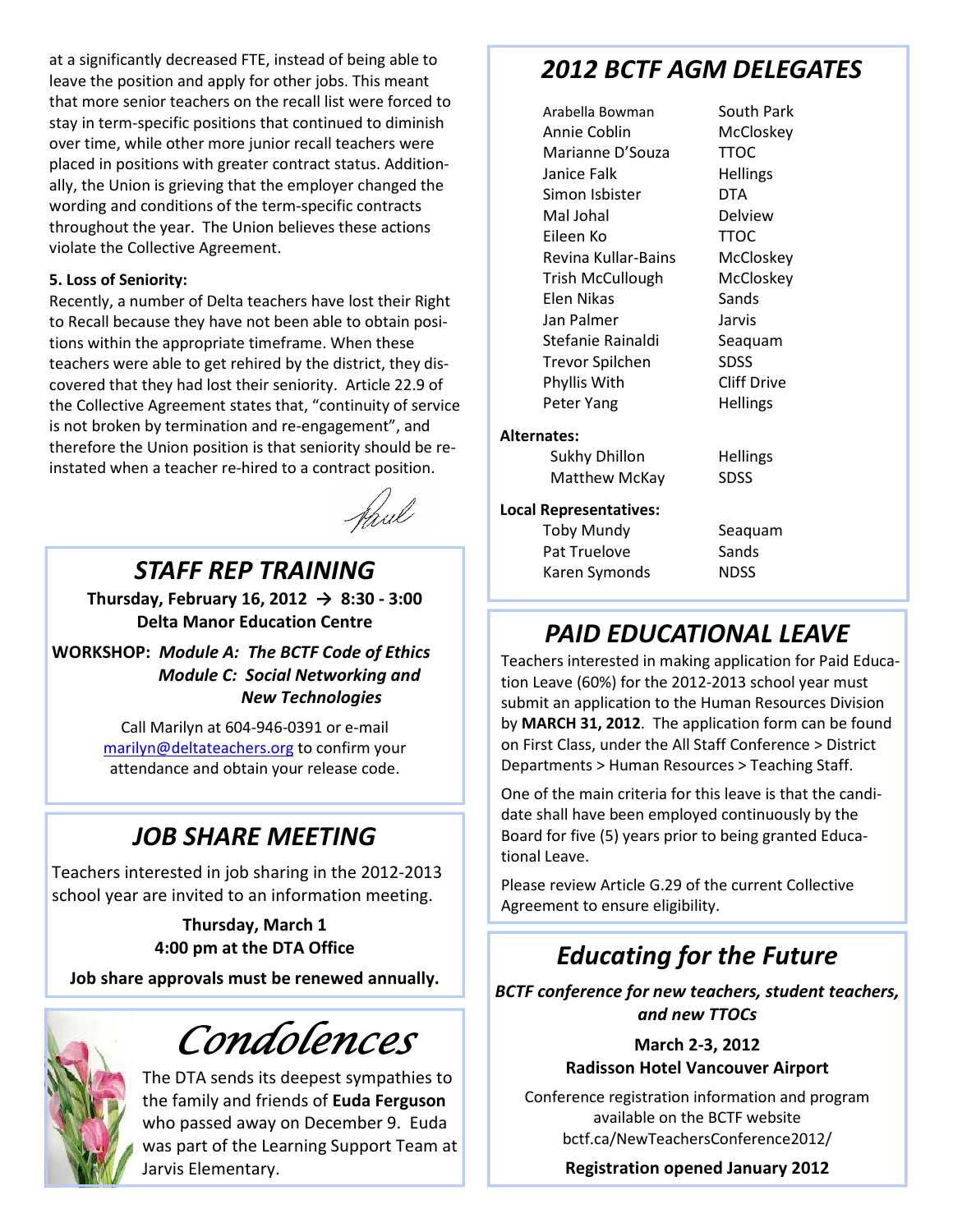at a significantly decreased FTE, instead of being able to leave the position and apply for other jobs. This meant that more senior teachers on the recall list were forced to stay in term-specific positions that continued to diminish over time, while other more junior recall teachers were placed in positions with greater contract status. Additionally, the Union is grieving that the employer changed the wording and conditions of the term-specific contracts throughout the year. The Union believes these actions violate the Collective Agreement.

**5. Loss of Seniority:**
Recently, a number of Delta teachers have lost their Right to Recall because they have not been able to obtain positions within the appropriate timeframe. When these teachers were able to get rehired by the district, they discovered that they had lost their seniority. Article 22.9 of the Collective Agreement states that, "continuity of service is not broken by termination and re-engagement", and therefore the Union position is that seniority should be reinstated when a teacher re-hired to a contract position.

*Paul*

## *STAFF REP TRAINING*

**Thursday, February 16, 2012 → 8:30 - 3:00**
**Delta Manor Education Centre**

**WORKSHOP:** ***Module A: The BCTF Code of Ethics***
***Module C: Social Networking and New Technologies***

Call Marilyn at 604-946-0391 or e-mail marilyn@deltateachers.org to confirm your attendance and obtain your release code.

## *JOB SHARE MEETING*

Teachers interested in job sharing in the 2012-2013 school year are invited to an information meeting.

**Thursday, March 1**
**4:00 pm at the DTA Office**

**Job share approvals must be renewed annually.**

## *Condolences*

The DTA sends its deepest sympathies to the family and friends of **Euda Ferguson** who passed away on December 9. Euda was part of the Learning Support Team at Jarvis Elementary.

## *2012 BCTF AGM DELEGATES*

| | |
|---|---|
| Arabella Bowman | South Park |
| Annie Coblin | McCloskey |
| Marianne D'Souza | TTOC |
| Janice Falk | Hellings |
| Simon Isbister | DTA |
| Mal Johal | Delview |
| Eileen Ko | TTOC |
| Revina Kullar-Bains | McCloskey |
| Trish McCullough | McCloskey |
| Elen Nikas | Sands |
| Jan Palmer | Jarvis |
| Stefanie Rainaldi | Seaquam |
| Trevor Spilchen | SDSS |
| Phyllis With | Cliff Drive |
| Peter Yang | Hellings |

**Alternates:**

| | |
|---|---|
| Sukhy Dhillon | Hellings |
| Matthew McKay | SDSS |

**Local Representatives:**

| | |
|---|---|
| Toby Mundy | Seaquam |
| Pat Truelove | Sands |
| Karen Symonds | NDSS |

## *PAID EDUCATIONAL LEAVE*

Teachers interested in making application for Paid Education Leave (60%) for the 2012-2013 school year must submit an application to the Human Resources Division by **MARCH 31, 2012**. The application form can be found on First Class, under the All Staff Conference > District Departments > Human Resources > Teaching Staff.

One of the main criteria for this leave is that the candidate shall have been employed continuously by the Board for five (5) years prior to being granted Educational Leave.

Please review Article G.29 of the current Collective Agreement to ensure eligibility.

## *Educating for the Future*

***BCTF conference for new teachers, student teachers, and new TTOCs***

**March 2-3, 2012**
**Radisson Hotel Vancouver Airport**

Conference registration information and program available on the BCTF website
bctf.ca/NewTeachersConference2012/

**Registration opened January 2012**